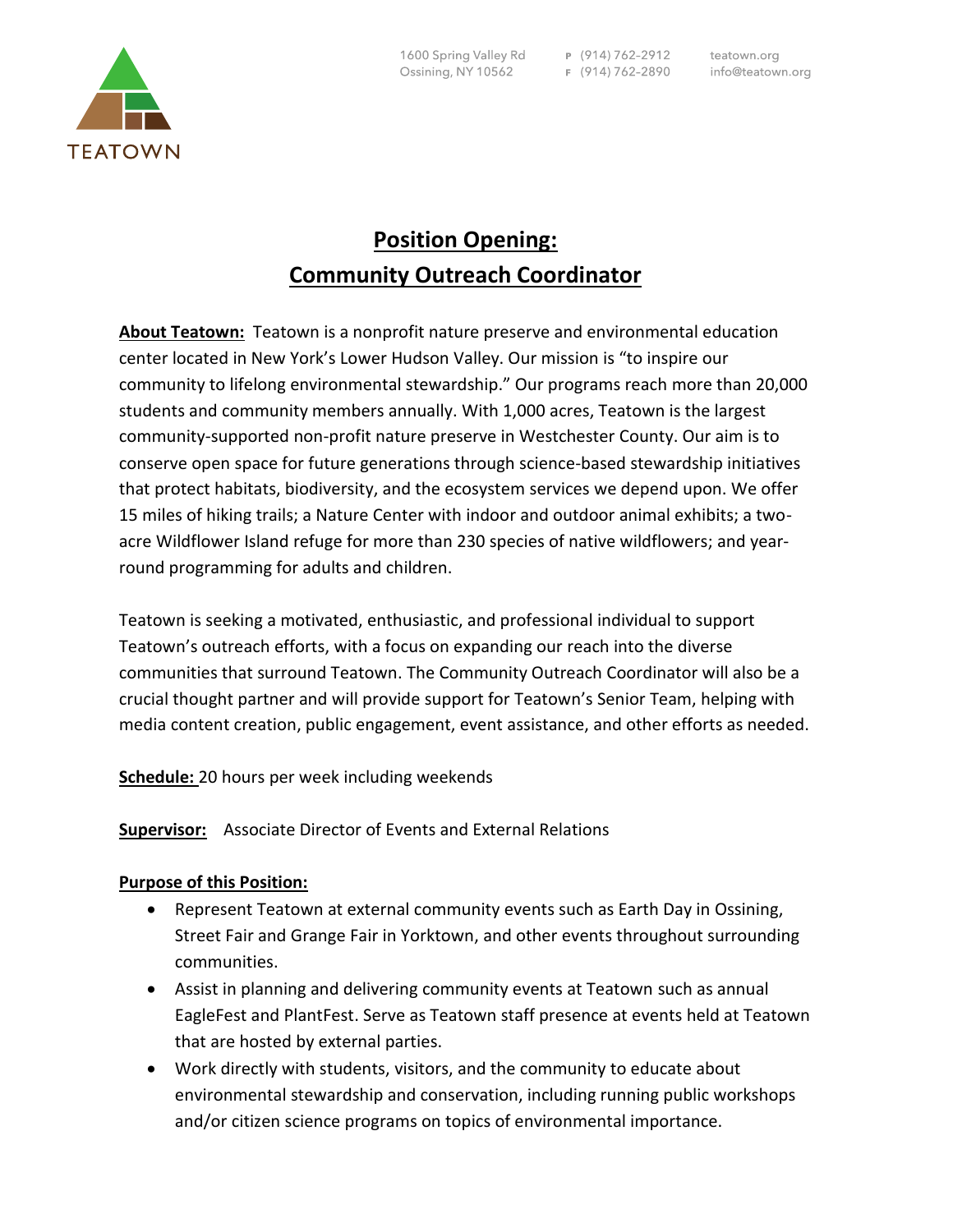TEATOWN

1600 Spring Valley Rd
Ossining, NY 10562

P (914) 762-2912
F (914) 762-2890

teatown.org
info@teatown.org

# Position Opening:
# Community Outreach Coordinator

**About Teatown:** Teatown is a nonprofit nature preserve and environmental education center located in New York's Lower Hudson Valley. Our mission is "to inspire our community to lifelong environmental stewardship." Our programs reach more than 20,000 students and community members annually. With 1,000 acres, Teatown is the largest community-supported non-profit nature preserve in Westchester County. Our aim is to conserve open space for future generations through science-based stewardship initiatives that protect habitats, biodiversity, and the ecosystem services we depend upon. We offer 15 miles of hiking trails; a Nature Center with indoor and outdoor animal exhibits; a two-acre Wildflower Island refuge for more than 230 species of native wildflowers; and year-round programming for adults and children.

Teatown is seeking a motivated, enthusiastic, and professional individual to support Teatown's outreach efforts, with a focus on expanding our reach into the diverse communities that surround Teatown. The Community Outreach Coordinator will also be a crucial thought partner and will provide support for Teatown's Senior Team, helping with media content creation, public engagement, event assistance, and other efforts as needed.

**Schedule:** 20 hours per week including weekends

**Supervisor:** Associate Director of Events and External Relations

**Purpose of this Position:**

- Represent Teatown at external community events such as Earth Day in Ossining, Street Fair and Grange Fair in Yorktown, and other events throughout surrounding communities.
- Assist in planning and delivering community events at Teatown such as annual EagleFest and PlantFest. Serve as Teatown staff presence at events held at Teatown that are hosted by external parties.
- Work directly with students, visitors, and the community to educate about environmental stewardship and conservation, including running public workshops and/or citizen science programs on topics of environmental importance.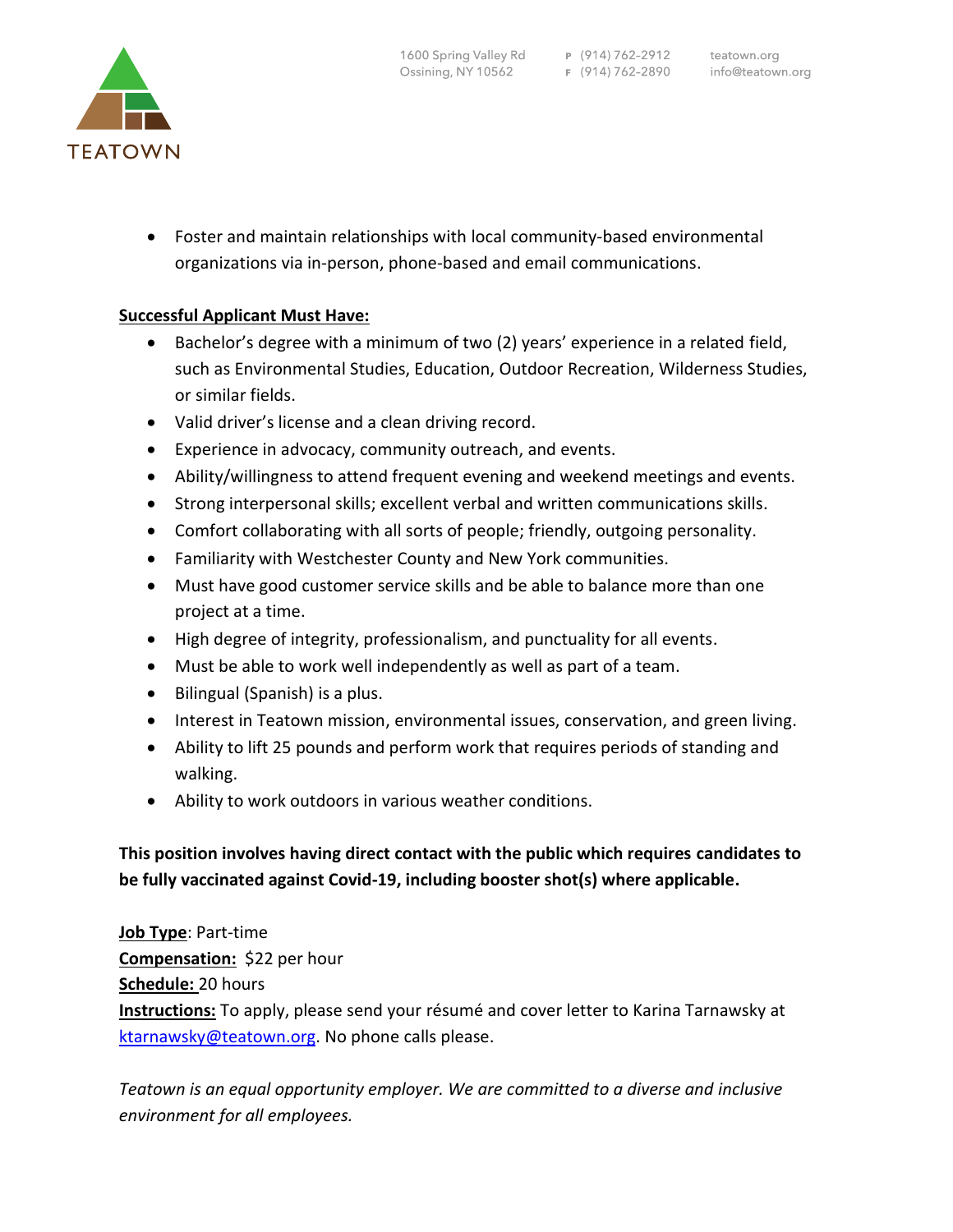- Foster and maintain relationships with local community-based environmental organizations via in-person, phone-based and email communications.

**Successful Applicant Must Have:**

- Bachelor's degree with a minimum of two (2) years' experience in a related field, such as Environmental Studies, Education, Outdoor Recreation, Wilderness Studies, or similar fields.
- Valid driver's license and a clean driving record.
- Experience in advocacy, community outreach, and events.
- Ability/willingness to attend frequent evening and weekend meetings and events.
- Strong interpersonal skills; excellent verbal and written communications skills.
- Comfort collaborating with all sorts of people; friendly, outgoing personality.
- Familiarity with Westchester County and New York communities.
- Must have good customer service skills and be able to balance more than one project at a time.
- High degree of integrity, professionalism, and punctuality for all events.
- Must be able to work well independently as well as part of a team.
- Bilingual (Spanish) is a plus.
- Interest in Teatown mission, environmental issues, conservation, and green living.
- Ability to lift 25 pounds and perform work that requires periods of standing and walking.
- Ability to work outdoors in various weather conditions.

**This position involves having direct contact with the public which requires candidates to be fully vaccinated against Covid-19, including booster shot(s) where applicable.**

**Job Type**: Part-time
**Compensation:** $22 per hour
**Schedule:** 20 hours
**Instructions:** To apply, please send your résumé and cover letter to Karina Tarnawsky at ktarnawsky@teatown.org. No phone calls please.

*Teatown is an equal opportunity employer. We are committed to a diverse and inclusive environment for all employees.*